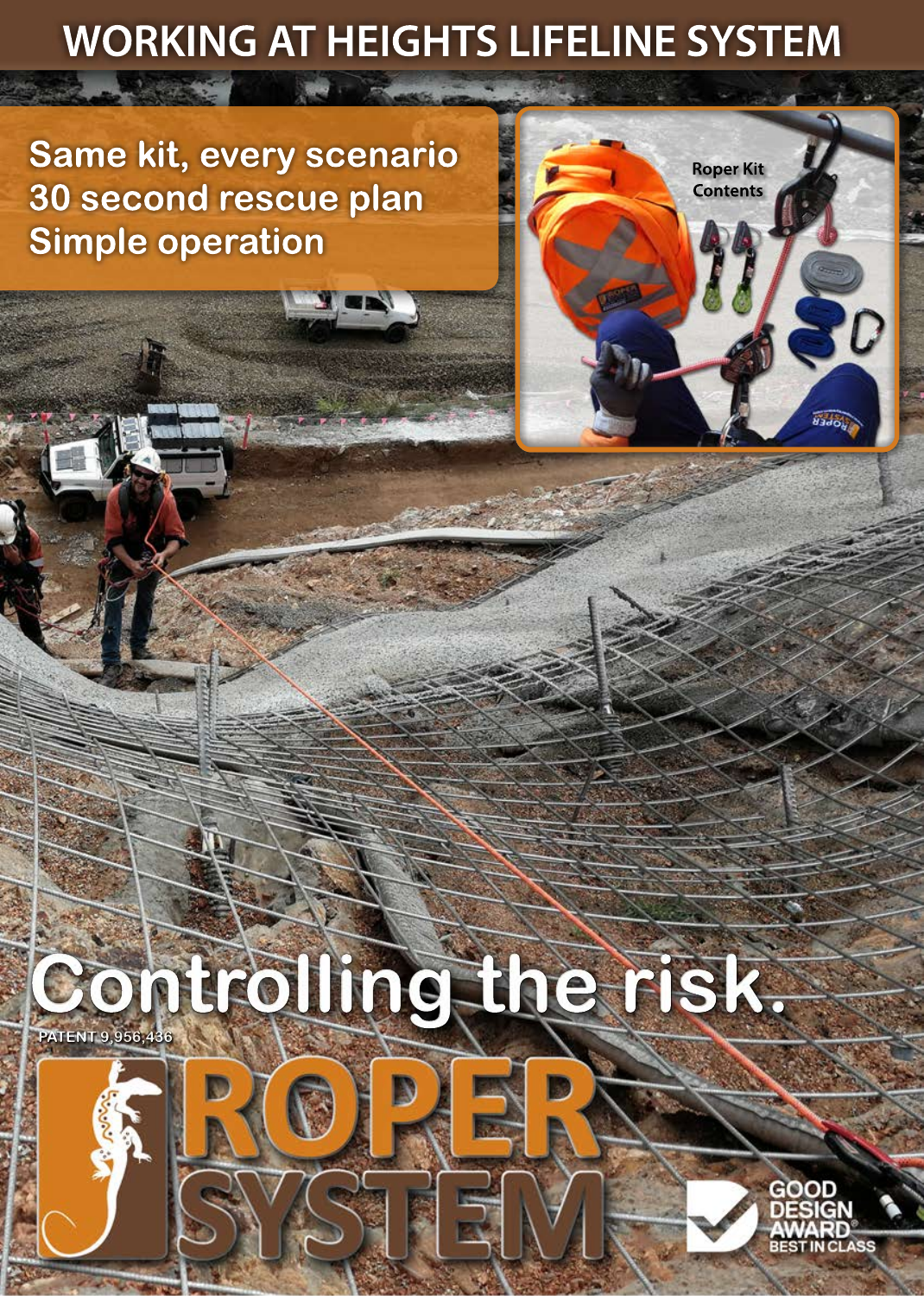# WORKING AT HEIGHTS LIFELINE SYSTEM

**Same kit, every scenario**
**30 second rescue plan**
**Simple operation**

Roper Kit Contents

## Controlling the risk.

PATENT 9,956,436

ROPER SYSTEM

GOOD DESIGN AWARD® BEST IN CLASS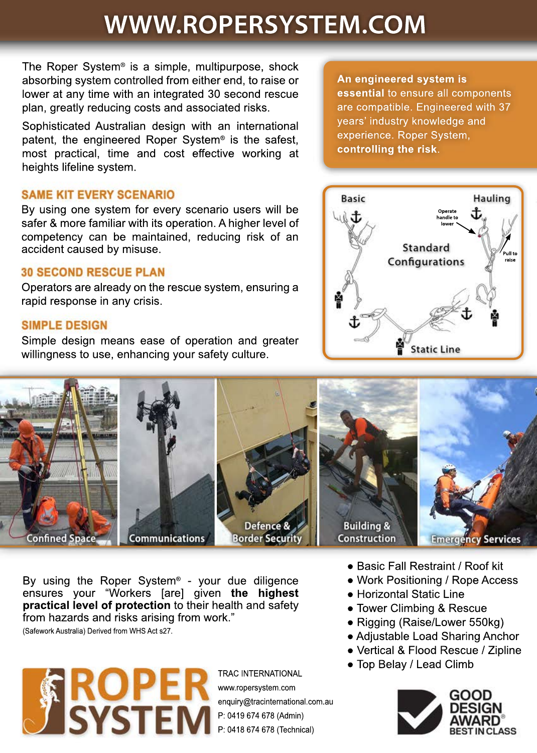# WWW.ROPERSYSTEM.COM

The Roper System® is a simple, multipurpose, shock absorbing system controlled from either end, to raise or lower at any time with an integrated 30 second rescue plan, greatly reducing costs and associated risks.

Sophisticated Australian design with an international patent, the engineered Roper System® is the safest, most practical, time and cost effective working at heights lifeline system.

**An engineered system is essential** to ensure all components are compatible. Engineered with 37 years' industry knowledge and experience. Roper System, **controlling the risk**.

## SAME KIT EVERY SCENARIO

By using one system for every scenario users will be safer & more familiar with its operation. A higher level of competency can be maintained, reducing risk of an accident caused by misuse.

## 30 SECOND RESCUE PLAN

Operators are already on the rescue system, ensuring a rapid response in any crisis.

## SIMPLE DESIGN

Simple design means ease of operation and greater willingness to use, enhancing your safety culture.

Basic

Hauling

Operate handle to lower

Pull to raise

Standard Configurations

Static Line

Confined Space

Communications

Defence & Border Security

Building & Construction

Emergency Services

By using the Roper System® - your due diligence ensures your "Workers [are] given **the highest practical level of protection** to their health and safety from hazards and risks arising from work."

(Safework Australia) Derived from WHS Act s27.

- Basic Fall Restraint / Roof kit
- Work Positioning / Rope Access
- Horizontal Static Line
- Tower Climbing & Rescue
- Rigging (Raise/Lower 550kg)
- Adjustable Load Sharing Anchor
- Vertical & Flood Rescue / Zipline
- Top Belay / Lead Climb

ROPER SYSTEM

TRAC INTERNATIONAL
www.ropersystem.com
enquiry@tracinternational.com.au
P: 0419 674 678 (Admin)
P: 0418 674 678 (Technical)

GOOD DESIGN AWARD® BEST IN CLASS